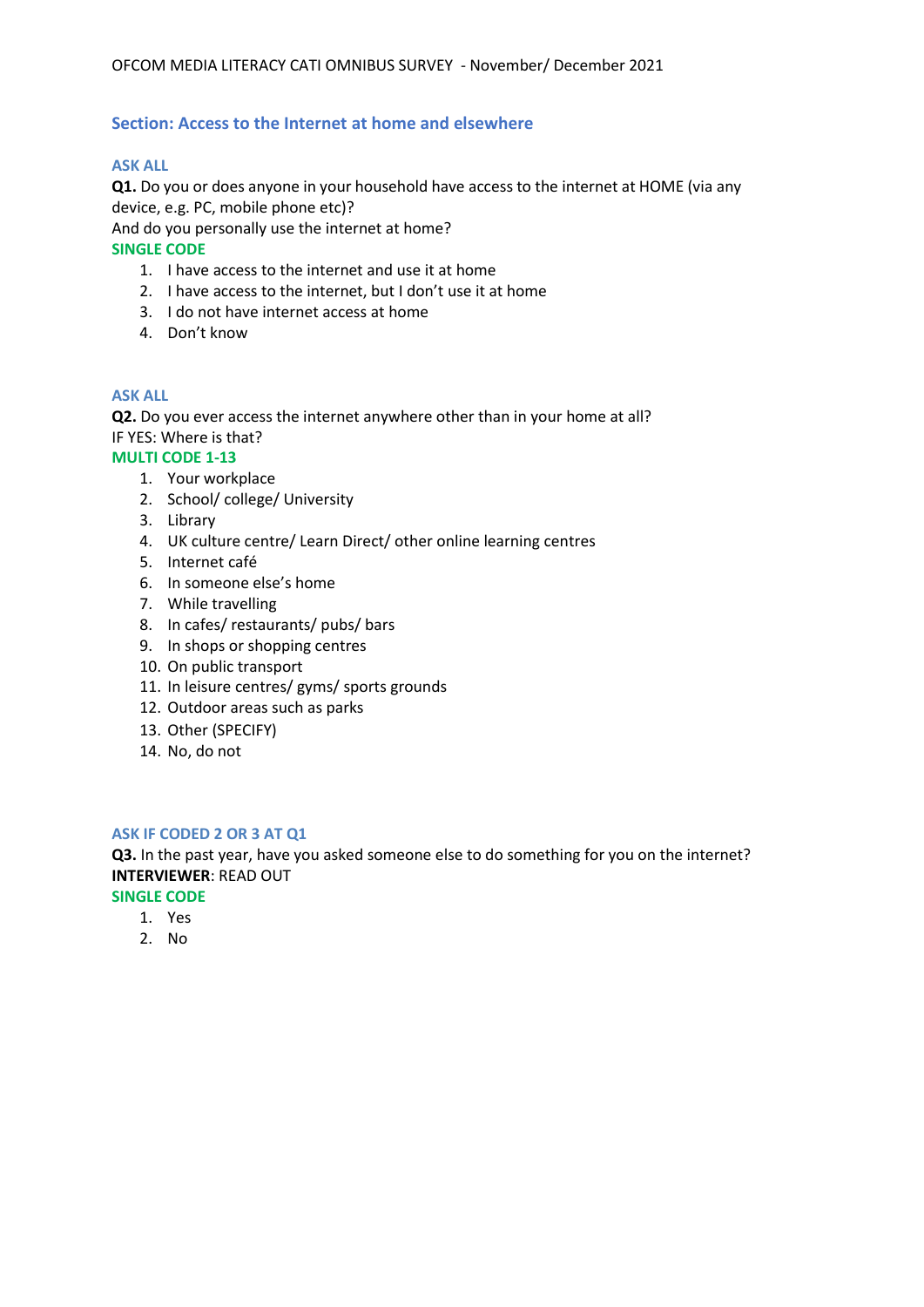OFCOM MEDIA LITERACY CATI OMNIBUS SURVEY - November/ December 2021

## Section: Access to the Internet at home and elsewhere

**ASK ALL**

**Q1.** Do you or does anyone in your household have access to the internet at HOME (via any device, e.g. PC, mobile phone etc)?
And do you personally use the internet at home?

**SINGLE CODE**

1. I have access to the internet and use it at home
2. I have access to the internet, but I don't use it at home
3. I do not have internet access at home
4. Don't know

**ASK ALL**

**Q2.** Do you ever access the internet anywhere other than in your home at all?
IF YES: Where is that?

**MULTI CODE 1-13**

1. Your workplace
2. School/ college/ University
3. Library
4. UK culture centre/ Learn Direct/ other online learning centres
5. Internet café
6. In someone else's home
7. While travelling
8. In cafes/ restaurants/ pubs/ bars
9. In shops or shopping centres
10. On public transport
11. In leisure centres/ gyms/ sports grounds
12. Outdoor areas such as parks
13. Other (SPECIFY)
14. No, do not

**ASK IF CODED 2 OR 3 AT Q1**

**Q3.** In the past year, have you asked someone else to do something for you on the internet?
**INTERVIEWER**: READ OUT

**SINGLE CODE**

1. Yes
2. No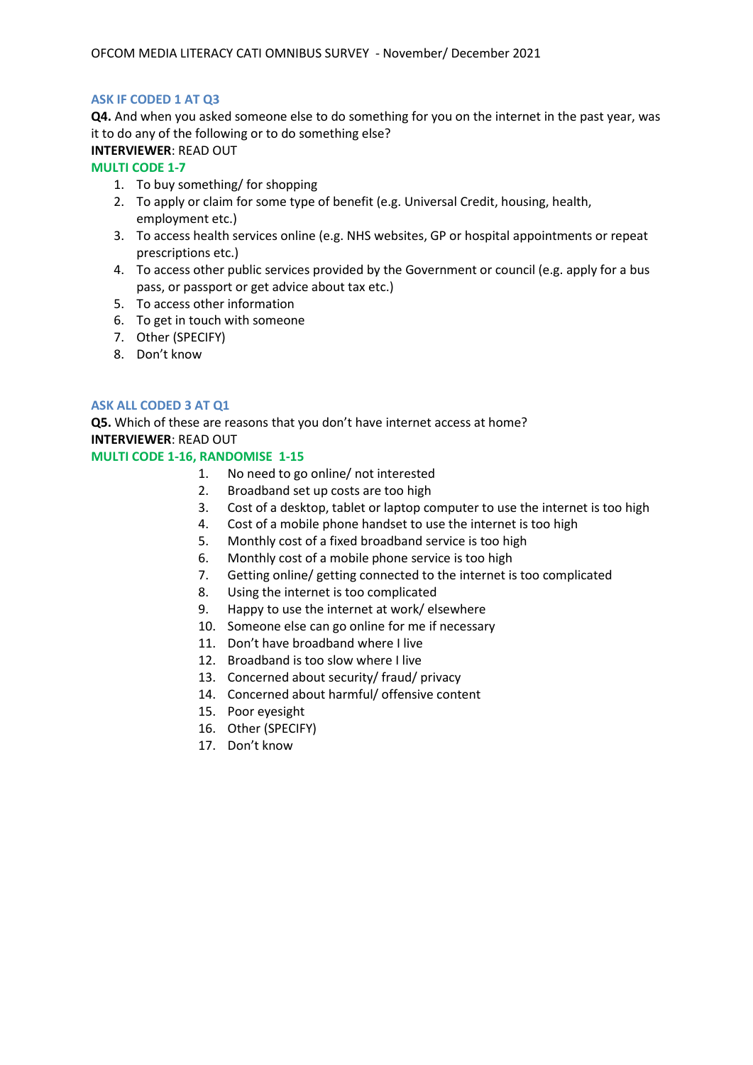**ASK IF CODED 1 AT Q3**

**Q4.** And when you asked someone else to do something for you on the internet in the past year, was it to do any of the following or to do something else?

**INTERVIEWER**: READ OUT

**MULTI CODE 1-7**

1. To buy something/ for shopping
2. To apply or claim for some type of benefit (e.g. Universal Credit, housing, health, employment etc.)
3. To access health services online (e.g. NHS websites, GP or hospital appointments or repeat prescriptions etc.)
4. To access other public services provided by the Government or council (e.g. apply for a bus pass, or passport or get advice about tax etc.)
5. To access other information
6. To get in touch with someone
7. Other (SPECIFY)
8. Don't know

**ASK ALL CODED 3 AT Q1**

**Q5.** Which of these are reasons that you don't have internet access at home?

**INTERVIEWER**: READ OUT

**MULTI CODE 1-16, RANDOMISE 1-15**

1. No need to go online/ not interested
2. Broadband set up costs are too high
3. Cost of a desktop, tablet or laptop computer to use the internet is too high
4. Cost of a mobile phone handset to use the internet is too high
5. Monthly cost of a fixed broadband service is too high
6. Monthly cost of a mobile phone service is too high
7. Getting online/ getting connected to the internet is too complicated
8. Using the internet is too complicated
9. Happy to use the internet at work/ elsewhere
10. Someone else can go online for me if necessary
11. Don't have broadband where I live
12. Broadband is too slow where I live
13. Concerned about security/ fraud/ privacy
14. Concerned about harmful/ offensive content
15. Poor eyesight
16. Other (SPECIFY)
17. Don't know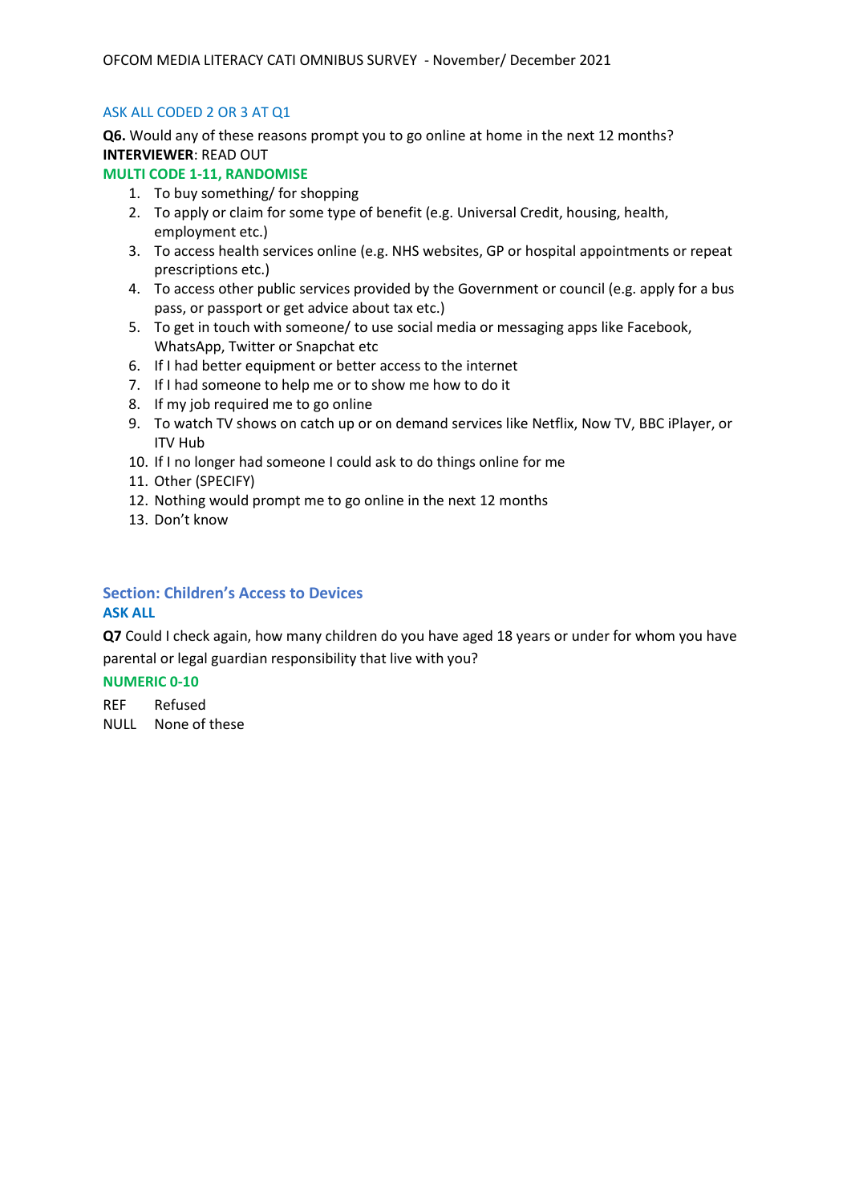ASK ALL CODED 2 OR 3 AT Q1

**Q6.** Would any of these reasons prompt you to go online at home in the next 12 months?
**INTERVIEWER**: READ OUT
**MULTI CODE 1-11, RANDOMISE**

1. To buy something/ for shopping
2. To apply or claim for some type of benefit (e.g. Universal Credit, housing, health, employment etc.)
3. To access health services online (e.g. NHS websites, GP or hospital appointments or repeat prescriptions etc.)
4. To access other public services provided by the Government or council (e.g. apply for a bus pass, or passport or get advice about tax etc.)
5. To get in touch with someone/ to use social media or messaging apps like Facebook, WhatsApp, Twitter or Snapchat etc
6. If I had better equipment or better access to the internet
7. If I had someone to help me or to show me how to do it
8. If my job required me to go online
9. To watch TV shows on catch up or on demand services like Netflix, Now TV, BBC iPlayer, or ITV Hub
10. If I no longer had someone I could ask to do things online for me
11. Other (SPECIFY)
12. Nothing would prompt me to go online in the next 12 months
13. Don't know

## Section: Children's Access to Devices

**ASK ALL**

**Q7** Could I check again, how many children do you have aged 18 years or under for whom you have parental or legal guardian responsibility that live with you?

**NUMERIC 0-10**

REF Refused
NULL None of these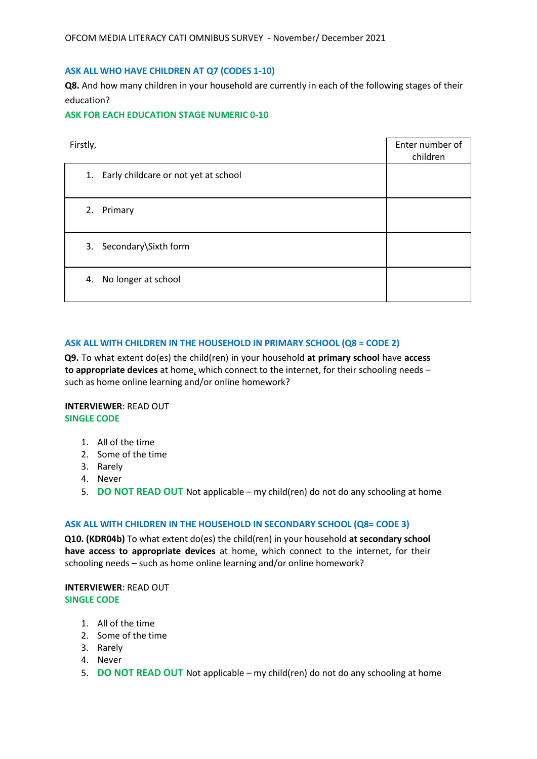ASK ALL WHO HAVE CHILDREN AT Q7 (CODES 1-10)

**Q8.** And how many children in your household are currently in each of the following stages of their education?

ASK FOR EACH EDUCATION STAGE NUMERIC 0-10

| Firstly, | Enter number of children |
|---|---|
| 1. Early childcare or not yet at school | |
| 2. Primary | |
| 3. Secondary\Sixth form | |
| 4. No longer at school | |

ASK ALL WITH CHILDREN IN THE HOUSEHOLD IN PRIMARY SCHOOL (Q8 = CODE 2)

**Q9.** To what extent do(es) the child(ren) in your household **at primary school** have **access to appropriate devices** at home, which connect to the internet, for their schooling needs – such as home online learning and/or online homework?

**INTERVIEWER**: READ OUT

SINGLE CODE

1. All of the time
2. Some of the time
3. Rarely
4. Never
5. **DO NOT READ OUT** Not applicable – my child(ren) do not do any schooling at home

ASK ALL WITH CHILDREN IN THE HOUSEHOLD IN SECONDARY SCHOOL (Q8= CODE 3)

**Q10. (KDR04b)** To what extent do(es) the child(ren) in your household **at secondary school have access to appropriate devices** at home, which connect to the internet, for their schooling needs – such as home online learning and/or online homework?

**INTERVIEWER**: READ OUT

SINGLE CODE

1. All of the time
2. Some of the time
3. Rarely
4. Never
5. **DO NOT READ OUT** Not applicable – my child(ren) do not do any schooling at home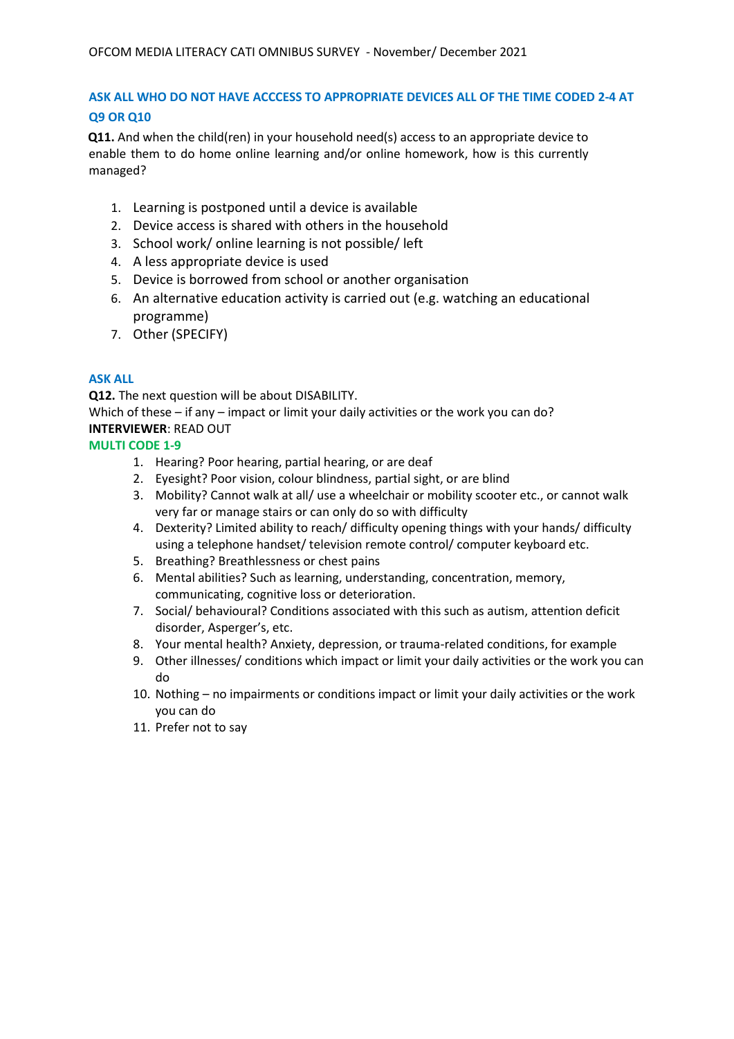**ASK ALL WHO DO NOT HAVE ACCCESS TO APPROPRIATE DEVICES ALL OF THE TIME CODED 2-4 AT Q9 OR Q10**

**Q11.** And when the child(ren) in your household need(s) access to an appropriate device to enable them to do home online learning and/or online homework, how is this currently managed?

1. Learning is postponed until a device is available
2. Device access is shared with others in the household
3. School work/ online learning is not possible/ left
4. A less appropriate device is used
5. Device is borrowed from school or another organisation
6. An alternative education activity is carried out (e.g. watching an educational programme)
7. Other (SPECIFY)

**ASK ALL**

**Q12.** The next question will be about DISABILITY.
Which of these – if any – impact or limit your daily activities or the work you can do?
**INTERVIEWER**: READ OUT

**MULTI CODE 1-9**

1. Hearing? Poor hearing, partial hearing, or are deaf
2. Eyesight? Poor vision, colour blindness, partial sight, or are blind
3. Mobility? Cannot walk at all/ use a wheelchair or mobility scooter etc., or cannot walk very far or manage stairs or can only do so with difficulty
4. Dexterity? Limited ability to reach/ difficulty opening things with your hands/ difficulty using a telephone handset/ television remote control/ computer keyboard etc.
5. Breathing? Breathlessness or chest pains
6. Mental abilities? Such as learning, understanding, concentration, memory, communicating, cognitive loss or deterioration.
7. Social/ behavioural? Conditions associated with this such as autism, attention deficit disorder, Asperger's, etc.
8. Your mental health? Anxiety, depression, or trauma-related conditions, for example
9. Other illnesses/ conditions which impact or limit your daily activities or the work you can do
10. Nothing – no impairments or conditions impact or limit your daily activities or the work you can do
11. Prefer not to say